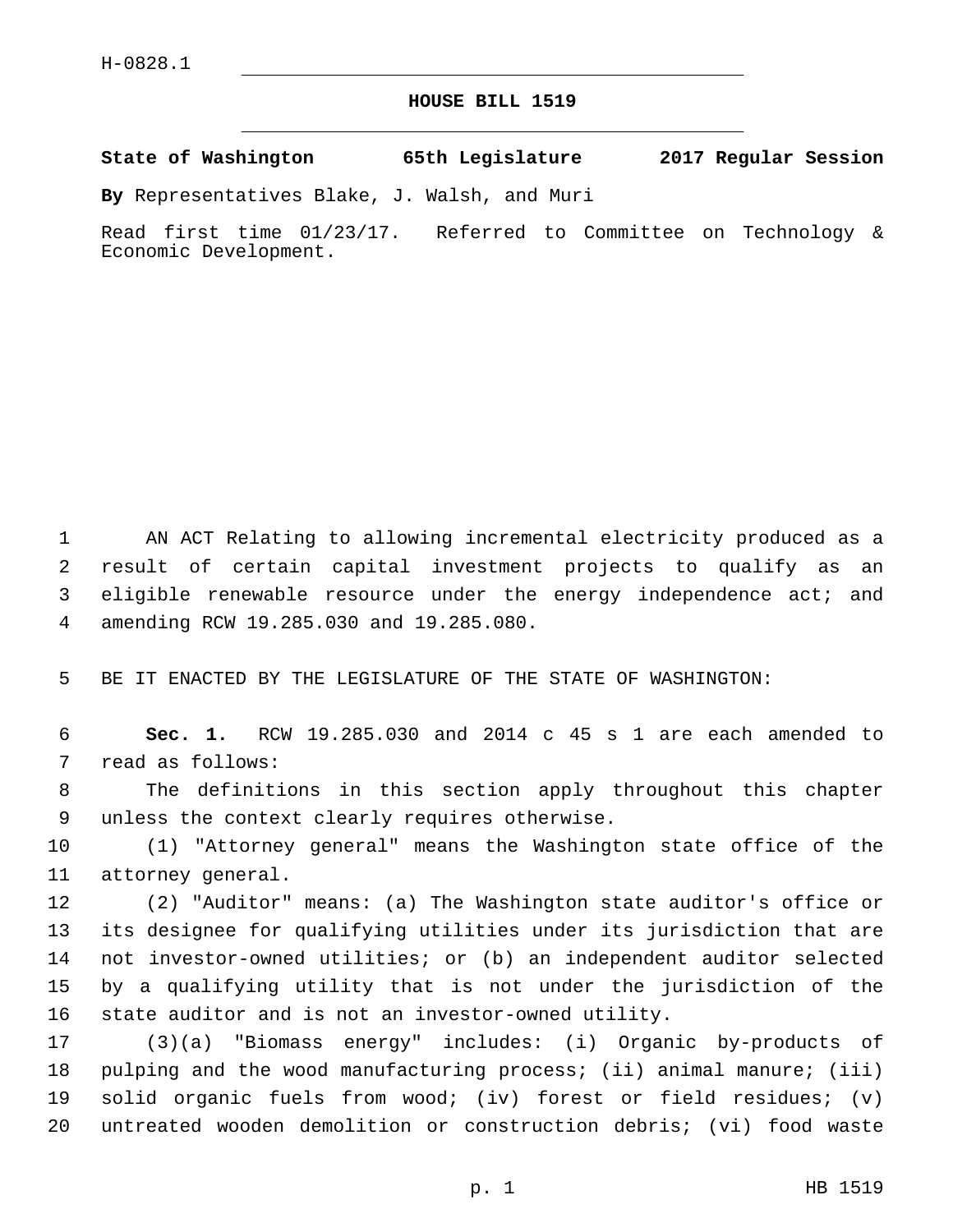H-0828.1

# HOUSE BILL 1519

**State of Washington 65th Legislature 2017 Regular Session**

**By** Representatives Blake, J. Walsh, and Muri

Read first time 01/23/17. Referred to Committee on Technology & Economic Development.

AN ACT Relating to allowing incremental electricity produced as a result of certain capital investment projects to qualify as an eligible renewable resource under the energy independence act; and amending RCW 19.285.030 and 19.285.080.

BE IT ENACTED BY THE LEGISLATURE OF THE STATE OF WASHINGTON:

**Sec. 1.** RCW 19.285.030 and 2014 c 45 s 1 are each amended to read as follows:

The definitions in this section apply throughout this chapter unless the context clearly requires otherwise.

(1) "Attorney general" means the Washington state office of the attorney general.

(2) "Auditor" means: (a) The Washington state auditor's office or its designee for qualifying utilities under its jurisdiction that are not investor-owned utilities; or (b) an independent auditor selected by a qualifying utility that is not under the jurisdiction of the state auditor and is not an investor-owned utility.

(3)(a) "Biomass energy" includes: (i) Organic by-products of pulping and the wood manufacturing process; (ii) animal manure; (iii) solid organic fuels from wood; (iv) forest or field residues; (v) untreated wooden demolition or construction debris; (vi) food waste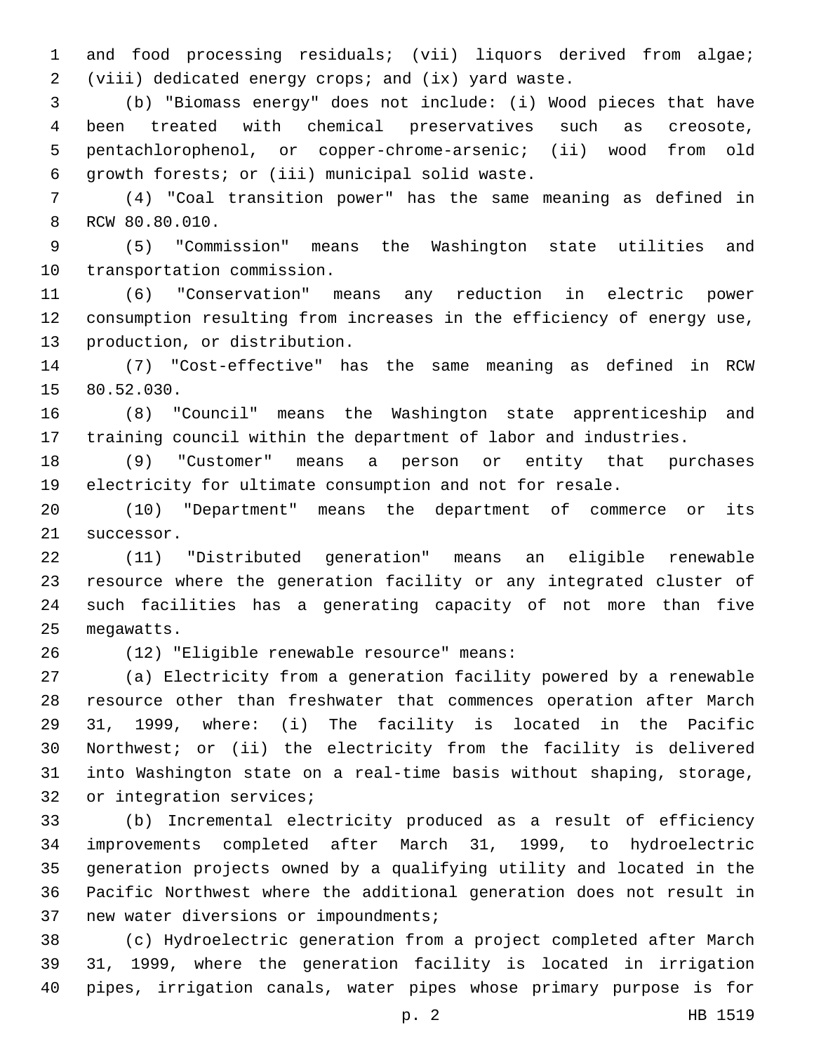and food processing residuals; (vii) liquors derived from algae; (viii) dedicated energy crops; and (ix) yard waste.

(b) "Biomass energy" does not include: (i) Wood pieces that have been treated with chemical preservatives such as creosote, pentachlorophenol, or copper-chrome-arsenic; (ii) wood from old growth forests; or (iii) municipal solid waste.

(4) "Coal transition power" has the same meaning as defined in RCW 80.80.010.

(5) "Commission" means the Washington state utilities and transportation commission.

(6) "Conservation" means any reduction in electric power consumption resulting from increases in the efficiency of energy use, production, or distribution.

(7) "Cost-effective" has the same meaning as defined in RCW 80.52.030.

(8) "Council" means the Washington state apprenticeship and training council within the department of labor and industries.

(9) "Customer" means a person or entity that purchases electricity for ultimate consumption and not for resale.

(10) "Department" means the department of commerce or its successor.

(11) "Distributed generation" means an eligible renewable resource where the generation facility or any integrated cluster of such facilities has a generating capacity of not more than five megawatts.

(12) "Eligible renewable resource" means:

(a) Electricity from a generation facility powered by a renewable resource other than freshwater that commences operation after March 31, 1999, where: (i) The facility is located in the Pacific Northwest; or (ii) the electricity from the facility is delivered into Washington state on a real-time basis without shaping, storage, or integration services;

(b) Incremental electricity produced as a result of efficiency improvements completed after March 31, 1999, to hydroelectric generation projects owned by a qualifying utility and located in the Pacific Northwest where the additional generation does not result in new water diversions or impoundments;

(c) Hydroelectric generation from a project completed after March 31, 1999, where the generation facility is located in irrigation pipes, irrigation canals, water pipes whose primary purpose is for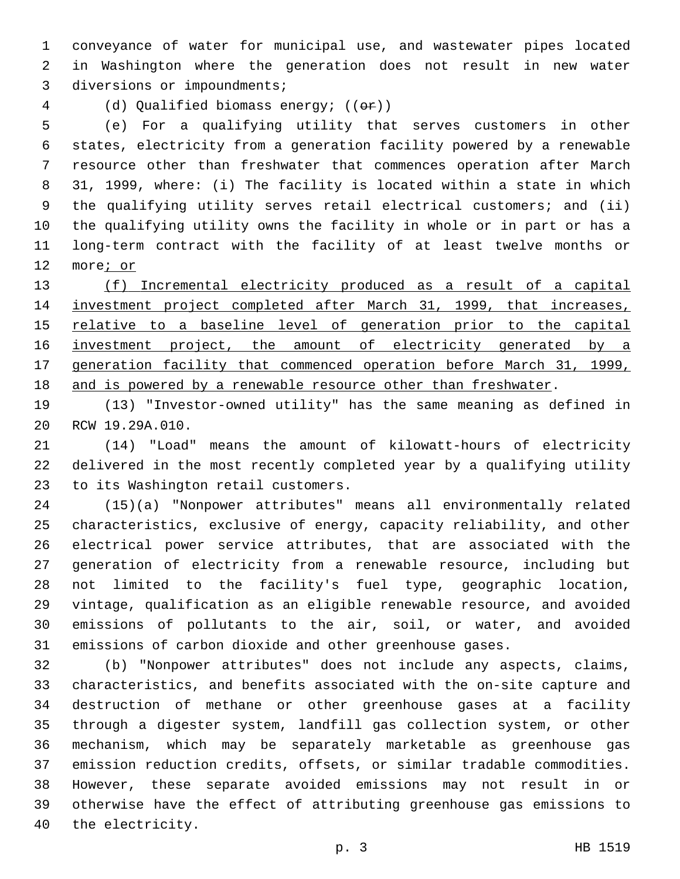conveyance of water for municipal use, and wastewater pipes located in Washington where the generation does not result in new water diversions or impoundments;

(d) Qualified biomass energy; ((~~or~~))

(e) For a qualifying utility that serves customers in other states, electricity from a generation facility powered by a renewable resource other than freshwater that commences operation after March 31, 1999, where: (i) The facility is located within a state in which the qualifying utility serves retail electrical customers; and (ii) the qualifying utility owns the facility in whole or in part or has a long-term contract with the facility of at least twelve months or more<u>; or</u>

<u>(f) Incremental electricity produced as a result of a capital investment project completed after March 31, 1999, that increases, relative to a baseline level of generation prior to the capital investment project, the amount of electricity generated by a generation facility that commenced operation before March 31, 1999, and is powered by a renewable resource other than freshwater</u>.

(13) "Investor-owned utility" has the same meaning as defined in RCW 19.29A.010.

(14) "Load" means the amount of kilowatt-hours of electricity delivered in the most recently completed year by a qualifying utility to its Washington retail customers.

(15)(a) "Nonpower attributes" means all environmentally related characteristics, exclusive of energy, capacity reliability, and other electrical power service attributes, that are associated with the generation of electricity from a renewable resource, including but not limited to the facility's fuel type, geographic location, vintage, qualification as an eligible renewable resource, and avoided emissions of pollutants to the air, soil, or water, and avoided emissions of carbon dioxide and other greenhouse gases.

(b) "Nonpower attributes" does not include any aspects, claims, characteristics, and benefits associated with the on-site capture and destruction of methane or other greenhouse gases at a facility through a digester system, landfill gas collection system, or other mechanism, which may be separately marketable as greenhouse gas emission reduction credits, offsets, or similar tradable commodities. However, these separate avoided emissions may not result in or otherwise have the effect of attributing greenhouse gas emissions to the electricity.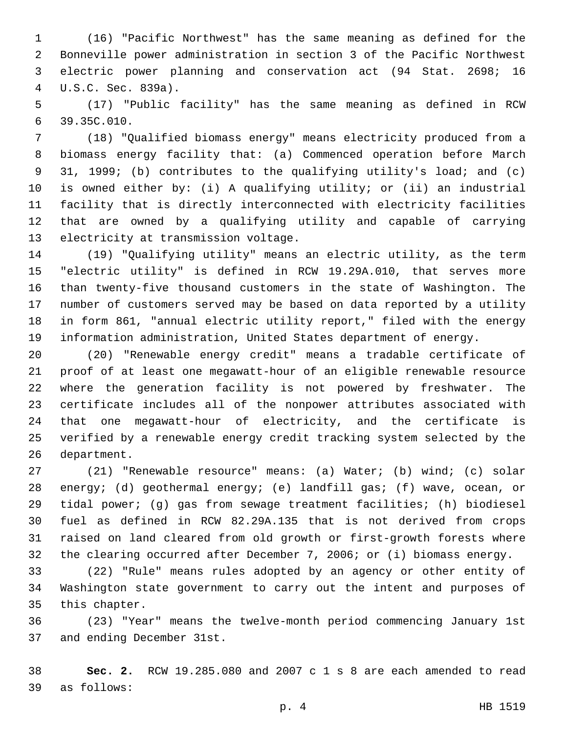(16) "Pacific Northwest" has the same meaning as defined for the Bonneville power administration in section 3 of the Pacific Northwest electric power planning and conservation act (94 Stat. 2698; 16 U.S.C. Sec. 839a).

(17) "Public facility" has the same meaning as defined in RCW 39.35C.010.

(18) "Qualified biomass energy" means electricity produced from a biomass energy facility that: (a) Commenced operation before March 31, 1999; (b) contributes to the qualifying utility's load; and (c) is owned either by: (i) A qualifying utility; or (ii) an industrial facility that is directly interconnected with electricity facilities that are owned by a qualifying utility and capable of carrying electricity at transmission voltage.

(19) "Qualifying utility" means an electric utility, as the term "electric utility" is defined in RCW 19.29A.010, that serves more than twenty-five thousand customers in the state of Washington. The number of customers served may be based on data reported by a utility in form 861, "annual electric utility report," filed with the energy information administration, United States department of energy.

(20) "Renewable energy credit" means a tradable certificate of proof of at least one megawatt-hour of an eligible renewable resource where the generation facility is not powered by freshwater. The certificate includes all of the nonpower attributes associated with that one megawatt-hour of electricity, and the certificate is verified by a renewable energy credit tracking system selected by the department.

(21) "Renewable resource" means: (a) Water; (b) wind; (c) solar energy; (d) geothermal energy; (e) landfill gas; (f) wave, ocean, or tidal power; (g) gas from sewage treatment facilities; (h) biodiesel fuel as defined in RCW 82.29A.135 that is not derived from crops raised on land cleared from old growth or first-growth forests where the clearing occurred after December 7, 2006; or (i) biomass energy.

(22) "Rule" means rules adopted by an agency or other entity of Washington state government to carry out the intent and purposes of this chapter.

(23) "Year" means the twelve-month period commencing January 1st and ending December 31st.

**Sec. 2.** RCW 19.285.080 and 2007 c 1 s 8 are each amended to read as follows: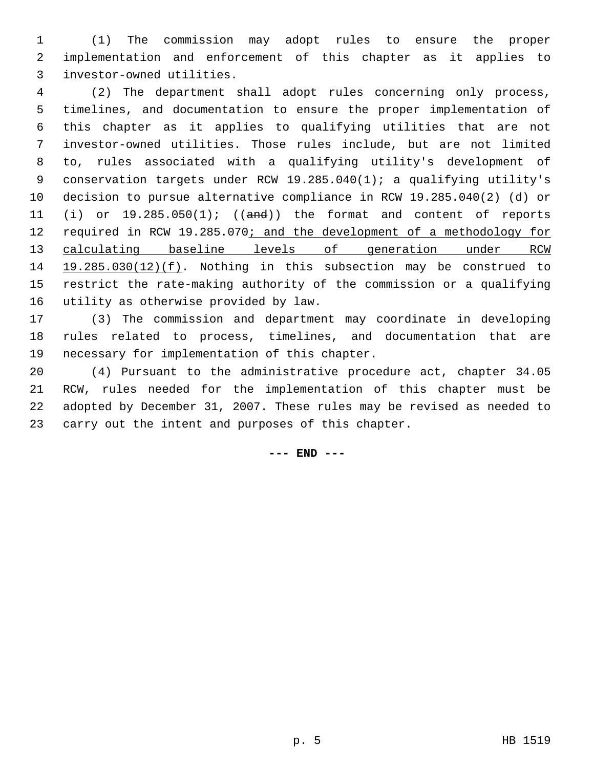(1) The commission may adopt rules to ensure the proper implementation and enforcement of this chapter as it applies to investor-owned utilities.

(2) The department shall adopt rules concerning only process, timelines, and documentation to ensure the proper implementation of this chapter as it applies to qualifying utilities that are not investor-owned utilities. Those rules include, but are not limited to, rules associated with a qualifying utility's development of conservation targets under RCW 19.285.040(1); a qualifying utility's decision to pursue alternative compliance in RCW 19.285.040(2) (d) or (i) or 19.285.050(1); ((~~and~~)) the format and content of reports required in RCW 19.285.070; and the development of a methodology for calculating baseline levels of generation under RCW 19.285.030(12)(f). Nothing in this subsection may be construed to restrict the rate-making authority of the commission or a qualifying utility as otherwise provided by law.

(3) The commission and department may coordinate in developing rules related to process, timelines, and documentation that are necessary for implementation of this chapter.

(4) Pursuant to the administrative procedure act, chapter 34.05 RCW, rules needed for the implementation of this chapter must be adopted by December 31, 2007. These rules may be revised as needed to carry out the intent and purposes of this chapter.

**--- END ---**